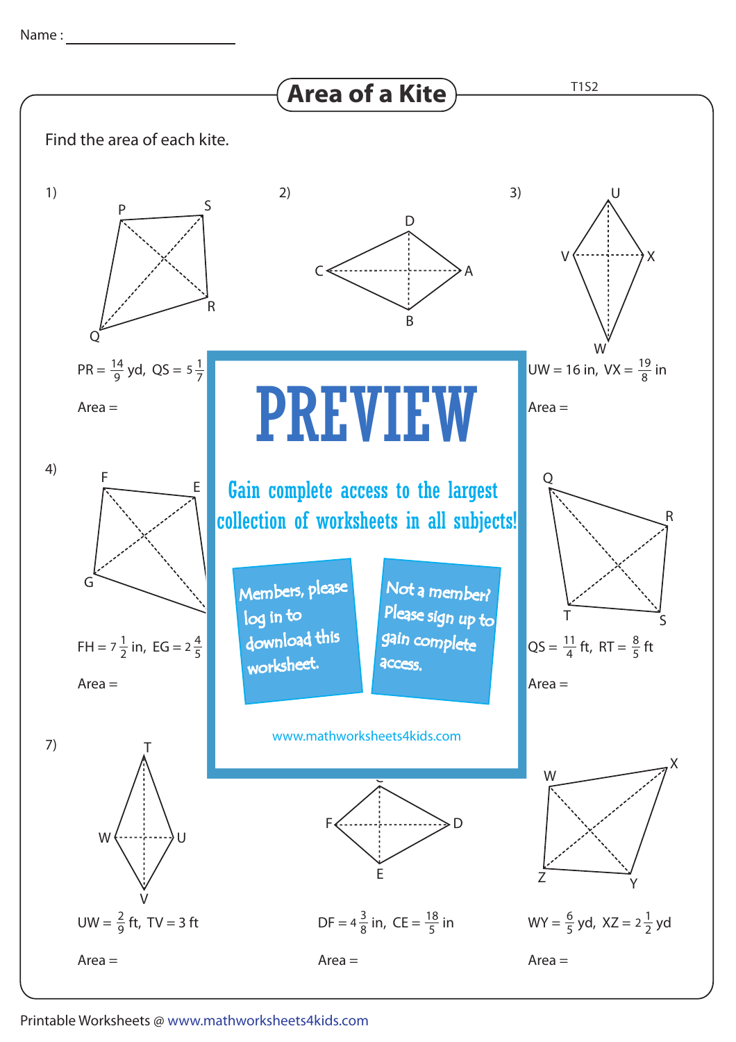Name : ____________________

# Area of a Kite

T1S2

Find the area of each kite.

1) $PR = \frac{14}{9}$ yd, $QS = 5\frac{1}{7}$

Area =

2)

3) $UW = 16$ in, $VX = \frac{19}{8}$ in

Area =

## PREVIEW

Gain complete access to the largest collection of worksheets in all subjects!

Members, please log in to download this worksheet.

Not a member? Please sign up to gain complete access.

www.mathworksheets4kids.com

4) $FH = 7\frac{1}{2}$ in, $EG = 2\frac{4}{5}$

Area =

$QS = \frac{11}{4}$ ft, $RT = \frac{8}{5}$ ft

Area =

7) $UW = \frac{2}{9}$ ft, $TV = 3$ ft

Area =

$DF = 4\frac{3}{8}$ in, $CE = \frac{18}{5}$ in

Area =

$WY = \frac{6}{5}$ yd, $XZ = 2\frac{1}{2}$ yd

Area =

Printable Worksheets @ www.mathworksheets4kids.com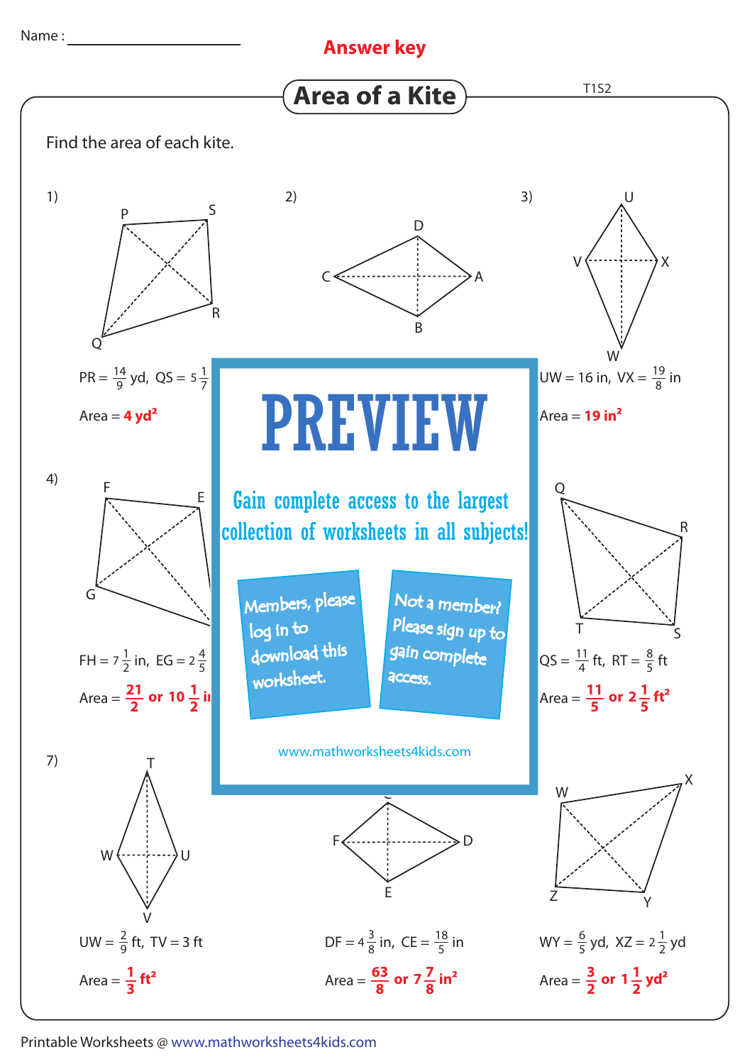Name : ____________________

**Answer key**

# Area of a Kite

T1S2

Find the area of each kite.

1) PR = $\frac{14}{9}$ yd, QS = $5\frac{1}{7}$

Area = **4 yd²**

2)

3) UW = 16 in, VX = $\frac{19}{8}$ in

Area = **19 in²**

4) FH = $7\frac{1}{2}$ in, EG = $2\frac{4}{5}$

Area = **$\frac{21}{2}$ or $10\frac{1}{2}$ i**

QS = $\frac{11}{4}$ ft, RT = $\frac{8}{5}$ ft

Area = **$\frac{11}{5}$ or $2\frac{1}{5}$ ft²**

# PREVIEW

Gain complete access to the largest collection of worksheets in all subjects!

Members, please log in to download this worksheet.

Not a member? Please sign up to gain complete access.

www.mathworksheets4kids.com

7) UW = $\frac{2}{9}$ ft, TV = 3 ft

Area = **$\frac{1}{3}$ ft²**

DF = $4\frac{3}{8}$ in, CE = $\frac{18}{5}$ in

Area = **$\frac{63}{8}$ or $7\frac{7}{8}$ in²**

WY = $\frac{6}{5}$ yd, XZ = $2\frac{1}{2}$ yd

Area = **$\frac{3}{2}$ or $1\frac{1}{2}$ yd²**

Printable Worksheets @ www.mathworksheets4kids.com